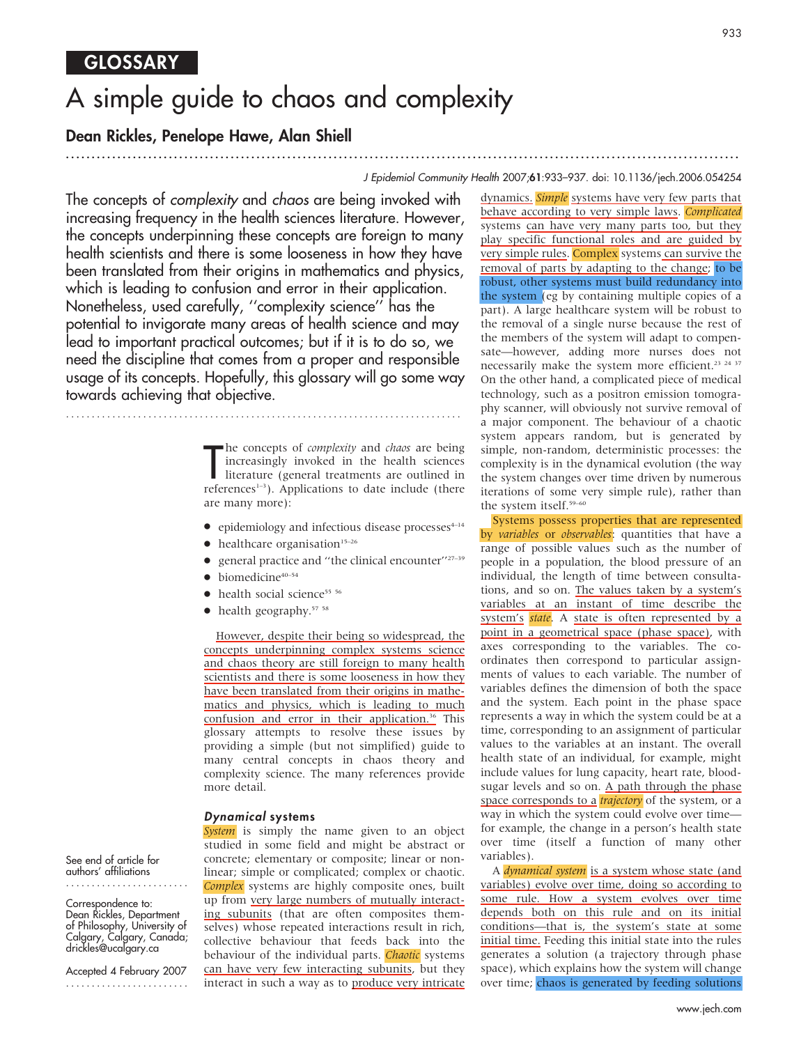GLOSSARY

# A simple guide to chaos and complexity

**Dean Rickles, Penelope Hawe, Alan Shiell**

The concepts of *complexity* and *chaos* are being invoked with increasing frequency in the health sciences literature. However, the concepts underpinning these concepts are foreign to many health scientists and there is some looseness in how they have been translated from their origins in mathematics and physics, which is leading to confusion and error in their application. Nonetheless, used carefully, ''complexity science'' has the potential to invigorate many areas of health science and may lead to important practical outcomes; but if it is to do so, we need the discipline that comes from a proper and responsible usage of its concepts. Hopefully, this glossary will go some way towards achieving that objective.

See end of article for authors' affiliations

Correspondence to: Dean Rickles, Department of Philosophy, University of Calgary, Calgary, Canada; drickles@ucalgary.ca

Accepted 4 February 2007

The concepts of *complexity* and *chaos* are being increasingly invoked in the health sciences literature (general treatments are outlined in references[1–3]). Applications to date include (there are many more):

- epidemiology and infectious disease processes[4–14]
- healthcare organisation[15–26]
- general practice and ''the clinical encounter''[27–39]
- biomedicine[40–54]
- health social science[55 56]
- health geography.[57 58]

However, despite their being so widespread, the concepts underpinning complex systems science and chaos theory are still foreign to many health scientists and there is some looseness in how they have been translated from their origins in mathematics and physics, which is leading to much confusion and error in their application.[36] This glossary attempts to resolve these issues by providing a simple (but not simplified) guide to many central concepts in chaos theory and complexity science. The many references provide more detail.

### *Dynamical* systems

*System* is simply the name given to an object studied in some field and might be abstract or concrete; elementary or composite; linear or nonlinear; simple or complicated; complex or chaotic. *Complex* systems are highly composite ones, built up from very large numbers of mutually interacting subunits (that are often composites themselves) whose repeated interactions result in rich, collective behaviour that feeds back into the behaviour of the individual parts. *Chaotic* systems can have very few interacting subunits, but they interact in such a way as to produce very intricate dynamics. *Simple* systems have very few parts that behave according to very simple laws. *Complicated* systems can have very many parts too, but they play specific functional roles and are guided by very simple rules. Complex systems can survive the removal of parts by adapting to the change; to be robust, other systems must build redundancy into the system (eg by containing multiple copies of a part). A large healthcare system will be robust to the removal of a single nurse because the rest of the members of the system will adapt to compensate—however, adding more nurses does not necessarily make the system more efficient.[23 24 37] On the other hand, a complicated piece of medical technology, such as a positron emission tomography scanner, will obviously not survive removal of a major component. The behaviour of a chaotic system appears random, but is generated by simple, non-random, deterministic processes: the complexity is in the dynamical evolution (the way the system changes over time driven by numerous iterations of some very simple rule), rather than the system itself.[59–60]

Systems possess properties that are represented by *variables* or *observables*: quantities that have a range of possible values such as the number of people in a population, the blood pressure of an individual, the length of time between consultations, and so on. The values taken by a system's variables at an instant of time describe the system's *state*. A state is often represented by a point in a geometrical space (phase space), with axes corresponding to the variables. The coordinates then correspond to particular assignments of values to each variable. The number of variables defines the dimension of both the space and the system. Each point in the phase space represents a way in which the system could be at a time, corresponding to an assignment of particular values to the variables at an instant. The overall health state of an individual, for example, might include values for lung capacity, heart rate, blood-sugar levels and so on. A path through the phase space corresponds to a *trajectory* of the system, or a way in which the system could evolve over time—for example, the change in a person's health state over time (itself a function of many other variables).

A *dynamical system* is a system whose state (and variables) evolve over time, doing so according to some rule. How a system evolves over time depends both on this rule and on its initial conditions—that is, the system's state at some initial time. Feeding this initial state into the rules generates a solution (a trajectory through phase space), which explains how the system will change over time; chaos is generated by feeding solutions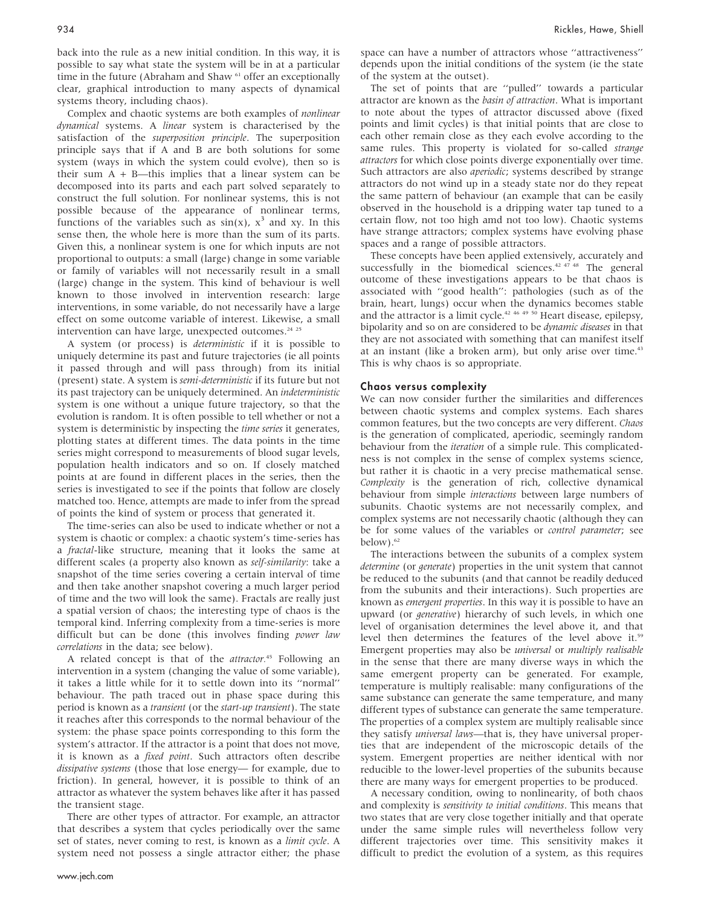back into the rule as a new initial condition. In this way, it is possible to say what state the system will be in at a particular time in the future (Abraham and Shaw [61] offer an exceptionally clear, graphical introduction to many aspects of dynamical systems theory, including chaos).

Complex and chaotic systems are both examples of *nonlinear dynamical* systems. A *linear* system is characterised by the satisfaction of the *superposition principle*. The superposition principle says that if A and B are both solutions for some system (ways in which the system could evolve), then so is their sum A + B—this implies that a linear system can be decomposed into its parts and each part solved separately to construct the full solution. For nonlinear systems, this is not possible because of the appearance of nonlinear terms, functions of the variables such as $\sin(x)$, $x^3$ and $xy$. In this sense then, the whole here is more than the sum of its parts. Given this, a nonlinear system is one for which inputs are not proportional to outputs: a small (large) change in some variable or family of variables will not necessarily result in a small (large) change in the system. This kind of behaviour is well known to those involved in intervention research: large interventions, in some variable, do not necessarily have a large effect on some outcome variable of interest. Likewise, a small intervention can have large, unexpected outcomes.[24 25]

A system (or process) is *deterministic* if it is possible to uniquely determine its past and future trajectories (ie all points it passed through and will pass through) from its initial (present) state. A system is *semi-deterministic* if its future but not its past trajectory can be uniquely determined. An *indeterministic* system is one without a unique future trajectory, so that the evolution is random. It is often possible to tell whether or not a system is deterministic by inspecting the *time series* it generates, plotting states at different times. The data points in the time series might correspond to measurements of blood sugar levels, population health indicators and so on. If closely matched points at are found in different places in the series, then the series is investigated to see if the points that follow are closely matched too. Hence, attempts are made to infer from the spread of points the kind of system or process that generated it.

The time-series can also be used to indicate whether or not a system is chaotic or complex: a chaotic system's time-series has a *fractal*-like structure, meaning that it looks the same at different scales (a property also known as *self-similarity*: take a snapshot of the time series covering a certain interval of time and then take another snapshot covering a much larger period of time and the two will look the same). Fractals are really just a spatial version of chaos; the interesting type of chaos is the temporal kind. Inferring complexity from a time-series is more difficult but can be done (this involves finding *power law correlations* in the data; see below).

A related concept is that of the *attractor*.[45] Following an intervention in a system (changing the value of some variable), it takes a little while for it to settle down into its "normal" behaviour. The path traced out in phase space during this period is known as a *transient* (or the *start-up transient*). The state it reaches after this corresponds to the normal behaviour of the system: the phase space points corresponding to this form the system's attractor. If the attractor is a point that does not move, it is known as a *fixed point*. Such attractors often describe *dissipative systems* (those that lose energy— for example, due to friction). In general, however, it is possible to think of an attractor as whatever the system behaves like after it has passed the transient stage.

There are other types of attractor. For example, an attractor that describes a system that cycles periodically over the same set of states, never coming to rest, is known as a *limit cycle*. A system need not possess a single attractor either; the phase space can have a number of attractors whose "attractiveness" depends upon the initial conditions of the system (ie the state of the system at the outset).

The set of points that are "pulled" towards a particular attractor are known as the *basin of attraction*. What is important to note about the types of attractor discussed above (fixed points and limit cycles) is that initial points that are close to each other remain close as they each evolve according to the same rules. This property is violated for so-called *strange attractors* for which close points diverge exponentially over time. Such attractors are also *aperiodic*; systems described by strange attractors do not wind up in a steady state nor do they repeat the same pattern of behaviour (an example that can be easily observed in the household is a dripping water tap tuned to a certain flow, not too high amd not too low). Chaotic systems have strange attractors; complex systems have evolving phase spaces and a range of possible attractors.

These concepts have been applied extensively, accurately and successfully in the biomedical sciences.[42 47 48] The general outcome of these investigations appears to be that chaos is associated with "good health": pathologies (such as of the brain, heart, lungs) occur when the dynamics becomes stable and the attractor is a limit cycle.[42 46 49 50] Heart disease, epilepsy, bipolarity and so on are considered to be *dynamic diseases* in that they are not associated with something that can manifest itself at an instant (like a broken arm), but only arise over time.[43] This is why chaos is so appropriate.

## Chaos versus complexity

We can now consider further the similarities and differences between chaotic systems and complex systems. Each shares common features, but the two concepts are very different. *Chaos* is the generation of complicated, aperiodic, seemingly random behaviour from the *iteration* of a simple rule. This complicatedness is not complex in the sense of complex systems science, but rather it is chaotic in a very precise mathematical sense. *Complexity* is the generation of rich, collective dynamical behaviour from simple *interactions* between large numbers of subunits. Chaotic systems are not necessarily complex, and complex systems are not necessarily chaotic (although they can be for some values of the variables or *control parameter*; see below).[62]

The interactions between the subunits of a complex system *determine* (or *generate*) properties in the unit system that cannot be reduced to the subunits (and that cannot be readily deduced from the subunits and their interactions). Such properties are known as *emergent properties*. In this way it is possible to have an upward (or *generative*) hierarchy of such levels, in which one level of organisation determines the level above it, and that level then determines the features of the level above it.[59] Emergent properties may also be *universal* or *multiply realisable* in the sense that there are many diverse ways in which the same emergent property can be generated. For example, temperature is multiply realisable: many configurations of the same substance can generate the same temperature, and many different types of substance can generate the same temperature. The properties of a complex system are multiply realisable since they satisfy *universal laws*—that is, they have universal properties that are independent of the microscopic details of the system. Emergent properties are neither identical with nor reducible to the lower-level properties of the subunits because there are many ways for emergent properties to be produced.

A necessary condition, owing to nonlinearity, of both chaos and complexity is *sensitivity to initial conditions*. This means that two states that are very close together initially and that operate under the same simple rules will nevertheless follow very different trajectories over time. This sensitivity makes it difficult to predict the evolution of a system, as this requires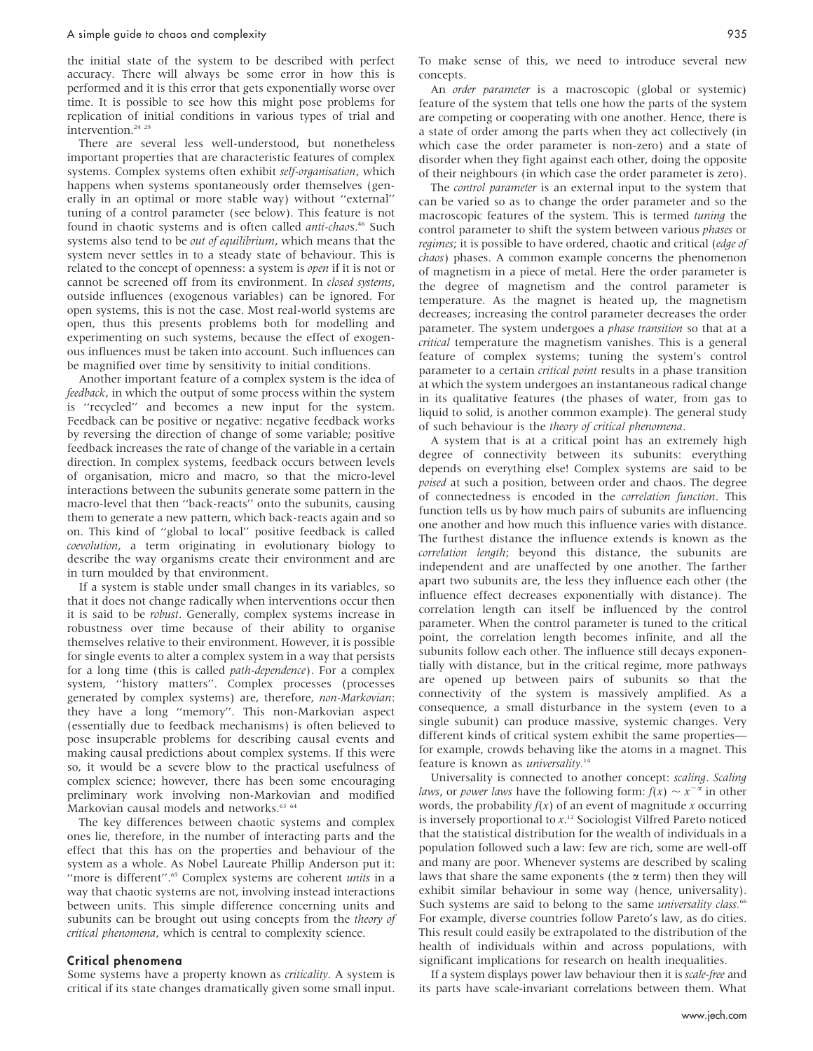the initial state of the system to be described with perfect accuracy. There will always be some error in how this is performed and it is this error that gets exponentially worse over time. It is possible to see how this might pose problems for replication of initial conditions in various types of trial and intervention.[24 25]

There are several less well-understood, but nonetheless important properties that are characteristic features of complex systems. Complex systems often exhibit *self-organisation*, which happens when systems spontaneously order themselves (generally in an optimal or more stable way) without "external" tuning of a control parameter (see below). This feature is not found in chaotic systems and is often called *anti-chaos*.[46] Such systems also tend to be *out of equilibrium*, which means that the system never settles in to a steady state of behaviour. This is related to the concept of openness: a system is *open* if it is not or cannot be screened off from its environment. In *closed systems*, outside influences (exogenous variables) can be ignored. For open systems, this is not the case. Most real-world systems are open, thus this presents problems both for modelling and experimenting on such systems, because the effect of exogenous influences must be taken into account. Such influences can be magnified over time by sensitivity to initial conditions.

Another important feature of a complex system is the idea of *feedback*, in which the output of some process within the system is "recycled" and becomes a new input for the system. Feedback can be positive or negative: negative feedback works by reversing the direction of change of some variable; positive feedback increases the rate of change of the variable in a certain direction. In complex systems, feedback occurs between levels of organisation, micro and macro, so that the micro-level interactions between the subunits generate some pattern in the macro-level that then "back-reacts" onto the subunits, causing them to generate a new pattern, which back-reacts again and so on. This kind of "global to local" positive feedback is called *coevolution*, a term originating in evolutionary biology to describe the way organisms create their environment and are in turn moulded by that environment.

If a system is stable under small changes in its variables, so that it does not change radically when interventions occur then it is said to be *robust*. Generally, complex systems increase in robustness over time because of their ability to organise themselves relative to their environment. However, it is possible for single events to alter a complex system in a way that persists for a long time (this is called *path-dependence*). For a complex system, "history matters". Complex processes (processes generated by complex systems) are, therefore, *non-Markovian*: they have a long "memory". This non-Markovian aspect (essentially due to feedback mechanisms) is often believed to pose insuperable problems for describing causal events and making causal predictions about complex systems. If this were so, it would be a severe blow to the practical usefulness of complex science; however, there has been some encouraging preliminary work involving non-Markovian and modified Markovian causal models and networks.[63 64]

The key differences between chaotic systems and complex ones lie, therefore, in the number of interacting parts and the effect that this has on the properties and behaviour of the system as a whole. As Nobel Laureate Phillip Anderson put it: "more is different".[65] Complex systems are coherent *units* in a way that chaotic systems are not, involving instead interactions between units. This simple difference concerning units and subunits can be brought out using concepts from the *theory of critical phenomena*, which is central to complexity science.

## Critical phenomena

Some systems have a property known as *criticality*. A system is critical if its state changes dramatically given some small input. To make sense of this, we need to introduce several new concepts.

An *order parameter* is a macroscopic (global or systemic) feature of the system that tells one how the parts of the system are competing or cooperating with one another. Hence, there is a state of order among the parts when they act collectively (in which case the order parameter is non-zero) and a state of disorder when they fight against each other, doing the opposite of their neighbours (in which case the order parameter is zero).

The *control parameter* is an external input to the system that can be varied so as to change the order parameter and so the macroscopic features of the system. This is termed *tuning* the control parameter to shift the system between various *phases* or *regimes*; it is possible to have ordered, chaotic and critical (*edge of chaos*) phases. A common example concerns the phenomenon of magnetism in a piece of metal. Here the order parameter is the degree of magnetism and the control parameter is temperature. As the magnet is heated up, the magnetism decreases; increasing the control parameter decreases the order parameter. The system undergoes a *phase transition* so that at a *critical* temperature the magnetism vanishes. This is a general feature of complex systems; tuning the system's control parameter to a certain *critical point* results in a phase transition at which the system undergoes an instantaneous radical change in its qualitative features (the phases of water, from gas to liquid to solid, is another common example). The general study of such behaviour is the *theory of critical phenomena*.

A system that is at a critical point has an extremely high degree of connectivity between its subunits: everything depends on everything else! Complex systems are said to be *poised* at such a position, between order and chaos. The degree of connectedness is encoded in the *correlation function*. This function tells us by how much pairs of subunits are influencing one another and how much this influence varies with distance. The furthest distance the influence extends is known as the *correlation length*; beyond this distance, the subunits are independent and are unaffected by one another. The farther apart two subunits are, the less they influence each other (the influence effect decreases exponentially with distance). The correlation length can itself be influenced by the control parameter. When the control parameter is tuned to the critical point, the correlation length becomes infinite, and all the subunits follow each other. The influence still decays exponentially with distance, but in the critical regime, more pathways are opened up between pairs of subunits so that the connectivity of the system is massively amplified. As a consequence, a small disturbance in the system (even to a single subunit) can produce massive, systemic changes. Very different kinds of critical system exhibit the same properties—for example, crowds behaving like the atoms in a magnet. This feature is known as *universality*.[14]

Universality is connected to another concept: *scaling*. *Scaling laws*, or *power laws* have the following form: $f(x) \sim x^{-\alpha}$ in other words, the probability $f(x)$ of an event of magnitude $x$ occurring is inversely proportional to $x$.[12] Sociologist Vilfred Pareto noticed that the statistical distribution for the wealth of individuals in a population followed such a law: few are rich, some are well-off and many are poor. Whenever systems are described by scaling laws that share the same exponents (the $\alpha$ term) then they will exhibit similar behaviour in some way (hence, universality). Such systems are said to belong to the same *universality class*.[66] For example, diverse countries follow Pareto's law, as do cities. This result could easily be extrapolated to the distribution of the health of individuals within and across populations, with significant implications for research on health inequalities.

If a system displays power law behaviour then it is *scale-free* and its parts have scale-invariant correlations between them. What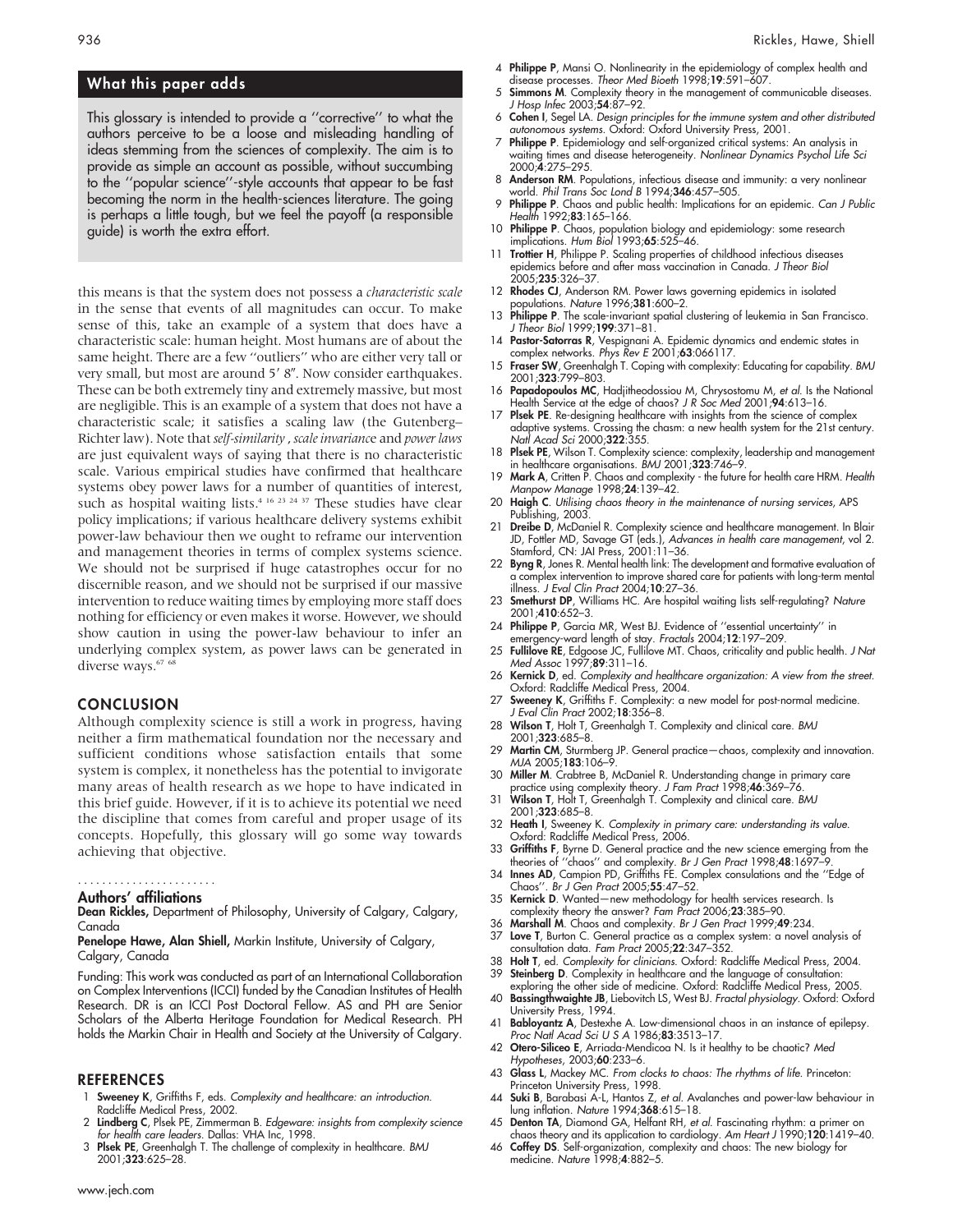## What this paper adds

This glossary is intended to provide a ''corrective'' to what the authors perceive to be a loose and misleading handling of ideas stemming from the sciences of complexity. The aim is to provide as simple an account as possible, without succumbing to the ''popular science''-style accounts that appear to be fast becoming the norm in the health-sciences literature. The going is perhaps a little tough, but we feel the payoff (a responsible guide) is worth the extra effort.

this means is that the system does not possess a *characteristic scale* in the sense that events of all magnitudes can occur. To make sense of this, take an example of a system that does have a characteristic scale: human height. Most humans are of about the same height. There are a few ''outliers'' who are either very tall or very small, but most are around 5′ 8″. Now consider earthquakes. These can be both extremely tiny and extremely massive, but most are negligible. This is an example of a system that does not have a characteristic scale; it satisfies a scaling law (the Gutenberg–Richter law). Note that *self-similarity*, *scale invariance* and *power laws* are just equivalent ways of saying that there is no characteristic scale. Various empirical studies have confirmed that healthcare systems obey power laws for a number of quantities of interest, such as hospital waiting lists.[4 16 23 24 37] These studies have clear policy implications; if various healthcare delivery systems exhibit power-law behaviour then we ought to reframe our intervention and management theories in terms of complex systems science. We should not be surprised if huge catastrophes occur for no discernible reason, and we should not be surprised if our massive intervention to reduce waiting times by employing more staff does nothing for efficiency or even makes it worse. However, we should show caution in using the power-law behaviour to infer an underlying complex system, as power laws can be generated in diverse ways.[67 68]

## CONCLUSION

Although complexity science is still a work in progress, having neither a firm mathematical foundation nor the necessary and sufficient conditions whose satisfaction entails that some system is complex, it nonetheless has the potential to invigorate many areas of health research as we hope to have indicated in this brief guide. However, if it is to achieve its potential we need the discipline that comes from careful and proper usage of its concepts. Hopefully, this glossary will go some way towards achieving that objective.

### Authors' affiliations

**Dean Rickles,** Department of Philosophy, University of Calgary, Calgary, Canada

**Penelope Hawe, Alan Shiell,** Markin Institute, University of Calgary, Calgary, Canada

Funding: This work was conducted as part of an International Collaboration on Complex Interventions (ICCI) funded by the Canadian Institutes of Health Research. DR is an ICCI Post Doctoral Fellow. AS and PH are Senior Scholars of the Alberta Heritage Foundation for Medical Research. PH holds the Markin Chair in Health and Society at the University of Calgary.

## REFERENCES

1. **Sweeney K**, Griffiths F, eds. *Complexity and healthcare: an introduction.* Radcliffe Medical Press, 2002.
2. **Lindberg C**, Plsek PE, Zimmerman B. *Edgeware: insights from complexity science for health care leaders.* Dallas: VHA Inc, 1998.
3. **Plsek PE**, Greenhalgh T. The challenge of complexity in healthcare. *BMJ* 2001;**323**:625–28.
4. **Philippe P**, Mansi O. Nonlinearity in the epidemiology of complex health and disease processes. *Theor Med Bioeth* 1998;**19**:591–607.
5. **Simmons M**. Complexity theory in the management of communicable diseases. *J Hosp Infec* 2003;**54**:87–92.
6. **Cohen I**, Segel LA. *Design principles for the immune system and other distributed autonomous systems.* Oxford: Oxford University Press, 2001.
7. **Philippe P**. Epidemiology and self-organized critical systems: An analysis in waiting times and disease heterogeneity. *Nonlinear Dynamics Psychol Life Sci* 2000;**4**:275–295.
8. **Anderson RM**. Populations, infectious disease and immunity: a very nonlinear world. *Phil Trans Soc Lond B* 1994;**346**:457–505.
9. **Philippe P**. Chaos and public health: Implications for an epidemic. *Can J Public Health* 1992;**83**:165–166.
10. **Philippe P**. Chaos, population biology and epidemiology: some research implications. *Hum Biol* 1993;**65**:525–46.
11. **Trottier H**, Philippe P. Scaling properties of childhood infectious diseases epidemics before and after mass vaccination in Canada. *J Theor Biol* 2005;**235**:326–37.
12. **Rhodes CJ**, Anderson RM. Power laws governing epidemics in isolated populations. *Nature* 1996;**381**:600–2.
13. **Philippe P**. The scale-invariant spatial clustering of leukemia in San Francisco. *J Theor Biol* 1999;**199**:371–81.
14. **Pastor-Satorras R**, Vespignani A. Epidemic dynamics and endemic states in complex networks. *Phys Rev E* 2001;**63**:066117.
15. **Fraser SW**, Greenhalgh T. Coping with complexity: Educating for capability. *BMJ* 2001;**323**:799–803.
16. **Papadopoulos MC**, Hadjitheodossiou M, Chrysostomu M, *et al.* Is the National Health Service at the edge of chaos? *J R Soc Med* 2001;**94**:613–16.
17. **Plsek PE**. Re-designing healthcare with insights from the science of complex adaptive systems. Crossing the chasm: a new health system for the 21st century. *Natl Acad Sci* 2000;**322**:355.
18. **Plsek PE**, Wilson T. Complexity science: complexity, leadership and management in healthcare organisations. *BMJ* 2001;**323**:746–9.
19. **Mark A**, Critten P. Chaos and complexity - the future for health care HRM. *Health Manpow Manage* 1998;**24**:139–42.
20. **Haigh C**. *Utilising chaos theory in the maintenance of nursing services*, APS Publishing, 2003.
21. **Dreibe D**, McDaniel R. Complexity science and healthcare management. In Blair JD, Fottler MD, Savage GT (eds.), *Advances in health care management*, vol 2. Stamford, CN: JAI Press, 2001:11–36.
22. **Byng R**, Jones R. Mental health link: The development and formative evaluation of a complex intervention to improve shared care for patients with long-term mental illness. *J Eval Clin Pract* 2004;**10**:27–36.
23. **Smethurst DP**, Williams HC. Are hospital waiting lists self-regulating? *Nature* 2001;**410**:652–3.
24. **Philippe P**, Garcia MR, West BJ. Evidence of ''essential uncertainty'' in emergency-ward length of stay. *Fractals* 2004;**12**:197–209.
25. **Fullilove RE**, Edgoose JC, Fullilove MT. Chaos, criticality and public health. *J Nat Med Assoc* 1997;**89**:311–16.
26. **Kernick D**, ed. *Complexity and healthcare organization: A view from the street.* Oxford: Radcliffe Medical Press, 2004.
27. **Sweeney K**, Griffiths F. Complexity: a new model for post-normal medicine. *J Eval Clin Pract* 2002;**18**:356–8.
28. **Wilson T**, Holt T, Greenhalgh T. Complexity and clinical care. *BMJ* 2001;**323**:685–8.
29. **Martin CM**, Sturmberg JP. General practice—chaos, complexity and innovation. *MJA* 2005;**183**:106–9.
30. **Miller M**. Crabtree B, McDaniel R. Understanding change in primary care practice using complexity theory. *J Fam Pract* 1998;**46**:369–76.
31. **Wilson T**, Holt T, Greenhalgh T. Complexity and clinical care. *BMJ* 2001;**323**:685–8.
32. **Heath I**, Sweeney K. *Complexity in primary care: understanding its value.* Oxford: Radcliffe Medical Press, 2006.
33. **Griffiths F**, Byrne D. General practice and the new science emerging from the theories of ''chaos'' and complexity. *Br J Gen Pract* 1998;**48**:1697–9.
34. **Innes AD**, Campion PD, Griffiths FE. Complex consultations and the ''Edge of Chaos''. *Br J Gen Pract* 2005;**55**:47–52.
35. **Kernick D**. Wanted—new methodology for health services research. Is complexity theory the answer? *Fam Pract* 2006;**23**:385–90.
36. **Marshall M**. Chaos and complexity. *Br J Gen Pract* 1999;**49**:234.
37. **Love T**, Burton C. General practice as a complex system: a novel analysis of consultation data. *Fam Pract* 2005;**22**:347–352.
38. **Holt T**, ed. *Complexity for clinicians.* Oxford: Radcliffe Medical Press, 2004.
39. **Steinberg D**. Complexity in healthcare and the language of consultation: exploring the other side of medicine. Oxford: Radcliffe Medical Press, 2005.
40. **Bassingthwaighte JB**, Liebovitch LS, West BJ. *Fractal physiology.* Oxford: Oxford University Press, 1994.
41. **Babloyantz A**, Destexhe A. Low-dimensional chaos in an instance of epilepsy. *Proc Natl Acad Sci U S A* 1986;**83**:3513–17.
42. **Otero-Siliceo E**, Arriada-Mendicoa N. Is it healthy to be chaotic? *Med Hypotheses*, 2003;**60**:233–6.
43. **Glass L**, Mackey MC. *From clocks to chaos: The rhythms of life.* Princeton: Princeton University Press, 1998.
44. **Suki B**, Barabasi A-L, Hantos Z, *et al.* Avalanches and power-law behaviour in lung inflation. *Nature* 1994;**368**:615–18.
45. **Denton TA**, Diamond GA, Helfant RH, *et al.* Fascinating rhythm: a primer on chaos theory and its application to cardiology. *Am Heart J* 1990;**120**:1419–40.
46. **Coffey DS**. Self-organization, complexity and chaos: The new biology for medicine. *Nature* 1998;**4**:882–5.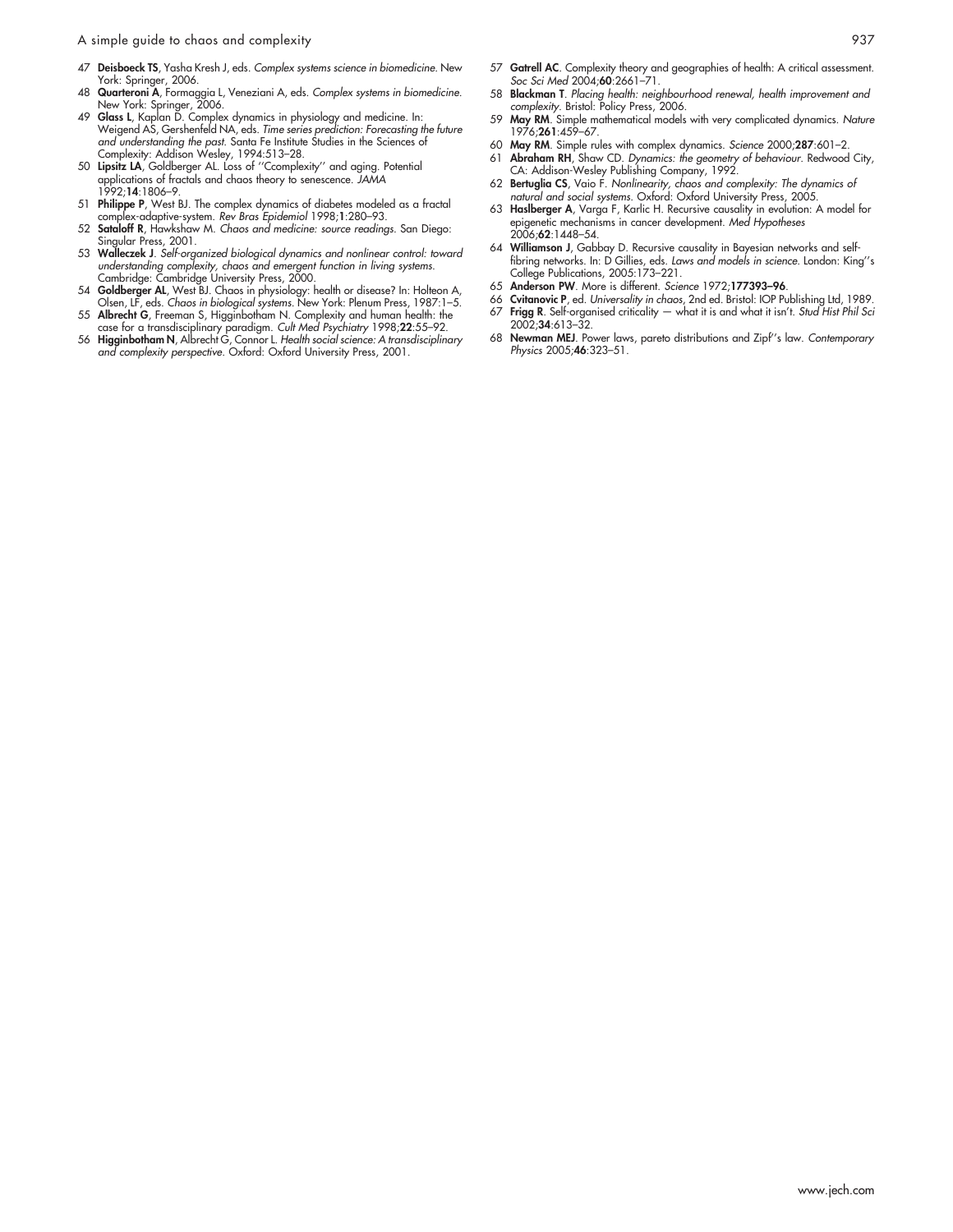47 **Deisboeck TS**, Yasha Kresh J, eds. *Complex systems science in biomedicine*. New York: Springer, 2006.
48 **Quarteroni A**, Formaggia L, Veneziani A, eds. *Complex systems in biomedicine*. New York: Springer, 2006.
49 **Glass L**, Kaplan D. Complex dynamics in physiology and medicine. In: Weigend AS, Gershenfeld NA, eds. *Time series prediction: Forecasting the future and understanding the past*. Santa Fe Institute Studies in the Sciences of Complexity: Addison Wesley, 1994:513–28.
50 **Lipsitz LA**, Goldberger AL. Loss of ''Ccomplexity'' and aging. Potential applications of fractals and chaos theory to senescence. *JAMA* 1992;**14**:1806–9.
51 **Philippe P**, West BJ. The complex dynamics of diabetes modeled as a fractal complex-adaptive-system. *Rev Bras Epidemiol* 1998;**1**:280–93.
52 **Sataloff R**, Hawkshaw M. *Chaos and medicine: source readings*. San Diego: Singular Press, 2001.
53 **Walleczek J**. *Self-organized biological dynamics and nonlinear control: toward understanding complexity, chaos and emergent function in living systems*. Cambridge: Cambridge University Press, 2000.
54 **Goldberger AL**, West BJ. Chaos in physiology: health or disease? In: Holteon A, Olsen, LF, eds. *Chaos in biological systems*. New York: Plenum Press, 1987:1–5.
55 **Albrecht G**, Freeman S, Higginbotham N. Complexity and human health: the case for a transdisciplinary paradigm. *Cult Med Psychiatry* 1998;**22**:55–92.
56 **Higginbotham N**, Albrecht G, Connor L. *Health social science: A transdisciplinary and complexity perspective*. Oxford: Oxford University Press, 2001.
57 **Gatrell AC**. Complexity theory and geographies of health: A critical assessment. *Soc Sci Med* 2004;**60**:2661–71.
58 **Blackman T**. *Placing health: neighbourhood renewal, health improvement and complexity*. Bristol: Policy Press, 2006.
59 **May RM**. Simple mathematical models with very complicated dynamics. *Nature* 1976;**261**:459–67.
60 **May RM**. Simple rules with complex dynamics. *Science* 2000;**287**:601–2.
61 **Abraham RH**, Shaw CD. *Dynamics: the geometry of behaviour*. Redwood City, CA: Addison-Wesley Publishing Company, 1992.
62 **Bertuglia CS**, Vaio F. *Nonlinearity, chaos and complexity: The dynamics of natural and social systems*. Oxford: Oxford University Press, 2005.
63 **Haslberger A**, Varga F, Karlic H. Recursive causality in evolution: A model for epigenetic mechanisms in cancer development. *Med Hypotheses* 2006;**62**:1448–54.
64 **Williamson J**, Gabbay D. Recursive causality in Bayesian networks and self-fibring networks. In: D Gillies, eds. *Laws and models in science*. London: King''s College Publications, 2005:173–221.
65 **Anderson PW**. More is different. *Science* 1972;**177393–96**.
66 **Cvitanovic P**, ed. *Universality in chaos*, 2nd ed. Bristol: IOP Publishing Ltd, 1989.
67 **Frigg R**. Self-organised criticality — what it is and what it isn't. *Stud Hist Phil Sci* 2002;**34**:613–32.
68 **Newman MEJ**. Power laws, pareto distributions and Zipf''s law. *Contemporary Physics* 2005;**46**:323–51.